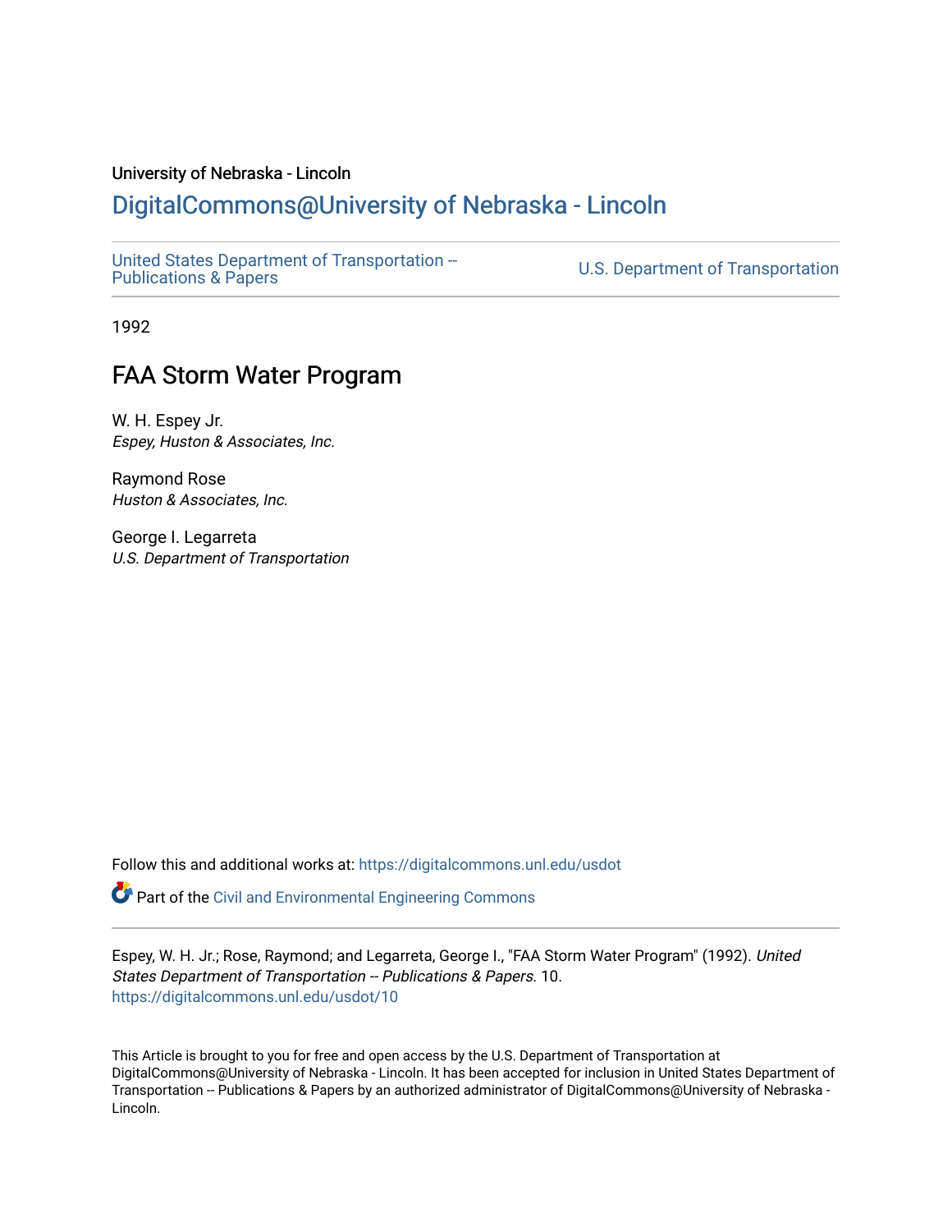University of Nebraska - Lincoln

## DigitalCommons@University of Nebraska - Lincoln

United States Department of Transportation -- Publications & Papers

U.S. Department of Transportation

1992

# FAA Storm Water Program

W. H. Espey Jr.
*Espey, Huston & Associates, Inc.*

Raymond Rose
*Huston & Associates, Inc.*

George I. Legarreta
*U.S. Department of Transportation*

Follow this and additional works at: https://digitalcommons.unl.edu/usdot

Part of the Civil and Environmental Engineering Commons

Espey, W. H. Jr.; Rose, Raymond; and Legarreta, George I., "FAA Storm Water Program" (1992). *United States Department of Transportation -- Publications & Papers*. 10.
https://digitalcommons.unl.edu/usdot/10

This Article is brought to you for free and open access by the U.S. Department of Transportation at DigitalCommons@University of Nebraska - Lincoln. It has been accepted for inclusion in United States Department of Transportation -- Publications & Papers by an authorized administrator of DigitalCommons@University of Nebraska - Lincoln.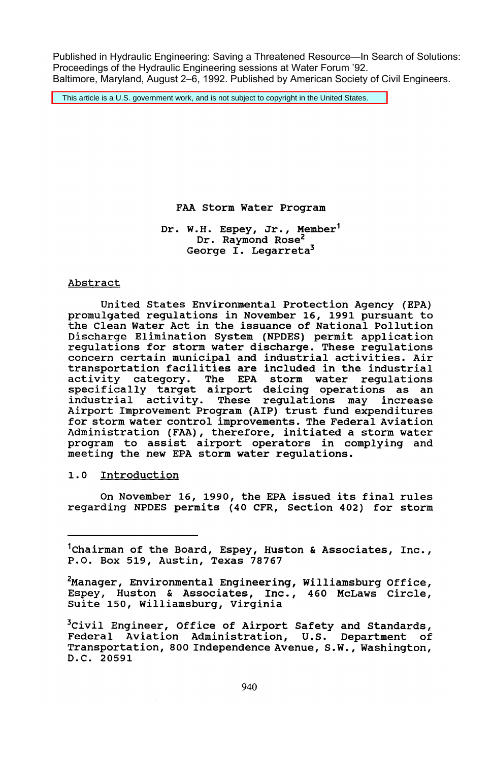Published in Hydraulic Engineering: Saving a Threatened Resource—In Search of Solutions: Proceedings of the Hydraulic Engineering sessions at Water Forum '92. Baltimore, Maryland, August 2–6, 1992. Published by American Society of Civil Engineers.

This article is a U.S. government work, and is not subject to copyright in the United States.

# FAA Storm Water Program

Dr. W.H. Espey, Jr., Member[1]
Dr. Raymond Rose[2]
George I. Legarreta[3]

## Abstract

United States Environmental Protection Agency (EPA) promulgated regulations in November 16, 1991 pursuant to the Clean Water Act in the issuance of National Pollution Discharge Elimination System (NPDES) permit application regulations for storm water discharge. These regulations concern certain municipal and industrial activities. Air transportation facilities are included in the industrial activity category. The EPA storm water regulations specifically target airport deicing operations as an industrial activity. These regulations may increase Airport Improvement Program (AIP) trust fund expenditures for storm water control improvements. The Federal Aviation Administration (FAA), therefore, initiated a storm water program to assist airport operators in complying and meeting the new EPA storm water regulations.

## 1.0 Introduction

On November 16, 1990, the EPA issued its final rules regarding NPDES permits (40 CFR, Section 402) for storm

---

[1]Chairman of the Board, Espey, Huston & Associates, Inc., P.O. Box 519, Austin, Texas 78767

[2]Manager, Environmental Engineering, Williamsburg Office, Espey, Huston & Associates, Inc., 460 McLaws Circle, Suite 150, Williamsburg, Virginia

[3]Civil Engineer, Office of Airport Safety and Standards, Federal Aviation Administration, U.S. Department of Transportation, 800 Independence Avenue, S.W., Washington, D.C. 20591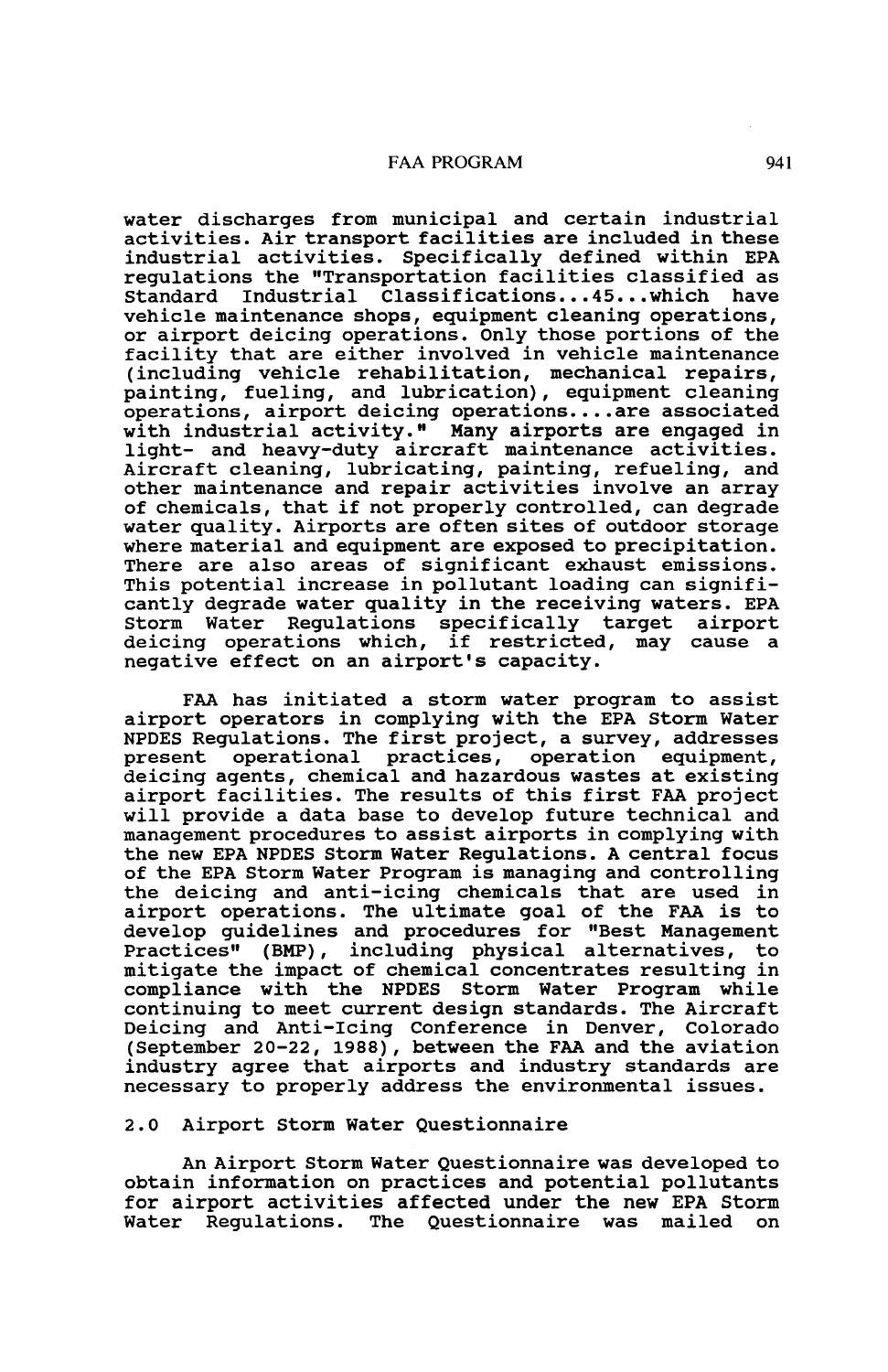water discharges from municipal and certain industrial activities. Air transport facilities are included in these industrial activities. Specifically defined within EPA regulations the "Transportation facilities classified as Standard Industrial Classifications...45...which have vehicle maintenance shops, equipment cleaning operations, or airport deicing operations. Only those portions of the facility that are either involved in vehicle maintenance (including vehicle rehabilitation, mechanical repairs, painting, fueling, and lubrication), equipment cleaning operations, airport deicing operations....are associated with industrial activity." Many airports are engaged in light- and heavy-duty aircraft maintenance activities. Aircraft cleaning, lubricating, painting, refueling, and other maintenance and repair activities involve an array of chemicals, that if not properly controlled, can degrade water quality. Airports are often sites of outdoor storage where material and equipment are exposed to precipitation. There are also areas of significant exhaust emissions. This potential increase in pollutant loading can significantly degrade water quality in the receiving waters. EPA Storm Water Regulations specifically target airport deicing operations which, if restricted, may cause a negative effect on an airport's capacity.

FAA has initiated a storm water program to assist airport operators in complying with the EPA Storm Water NPDES Regulations. The first project, a survey, addresses present operational practices, operation equipment, deicing agents, chemical and hazardous wastes at existing airport facilities. The results of this first FAA project will provide a data base to develop future technical and management procedures to assist airports in complying with the new EPA NPDES Storm Water Regulations. A central focus of the EPA Storm Water Program is managing and controlling the deicing and anti-icing chemicals that are used in airport operations. The ultimate goal of the FAA is to develop guidelines and procedures for "Best Management Practices" (BMP), including physical alternatives, to mitigate the impact of chemical concentrates resulting in compliance with the NPDES Storm Water Program while continuing to meet current design standards. The Aircraft Deicing and Anti-Icing Conference in Denver, Colorado (September 20-22, 1988), between the FAA and the aviation industry agree that airports and industry standards are necessary to properly address the environmental issues.

## 2.0 Airport Storm Water Questionnaire

An Airport Storm Water Questionnaire was developed to obtain information on practices and potential pollutants for airport activities affected under the new EPA Storm Water Regulations. The Questionnaire was mailed on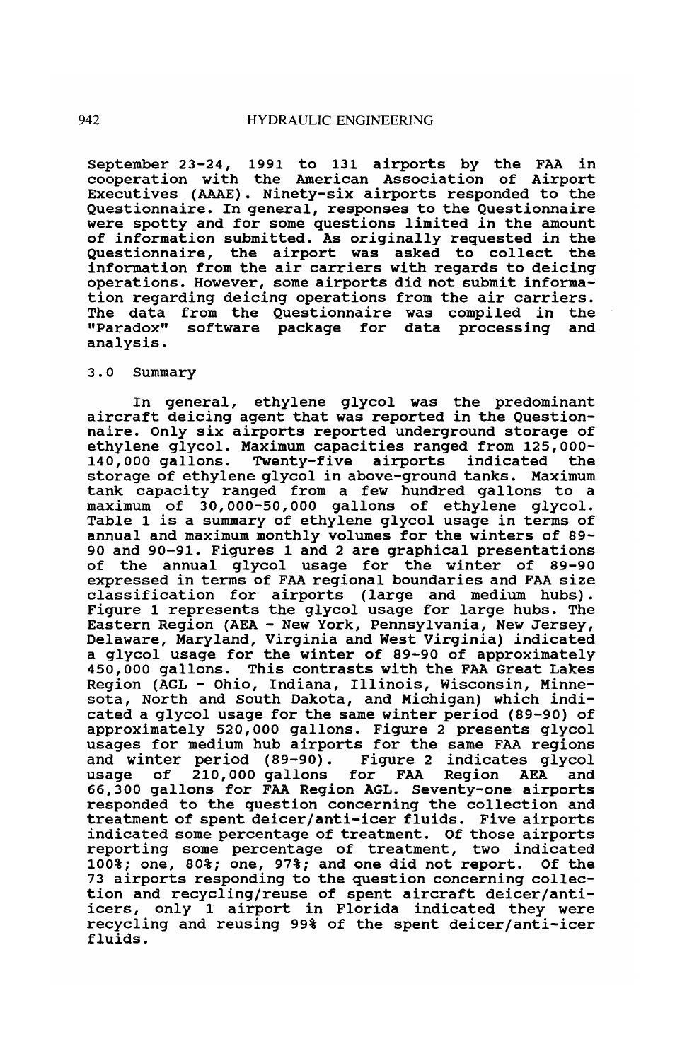September 23-24, 1991 to 131 airports by the FAA in cooperation with the American Association of Airport Executives (AAAE). Ninety-six airports responded to the Questionnaire. In general, responses to the Questionnaire were spotty and for some questions limited in the amount of information submitted. As originally requested in the Questionnaire, the airport was asked to collect the information from the air carriers with regards to deicing operations. However, some airports did not submit information regarding deicing operations from the air carriers. The data from the Questionnaire was compiled in the "Paradox" software package for data processing and analysis.

## 3.0 Summary

In general, ethylene glycol was the predominant aircraft deicing agent that was reported in the Questionnaire. Only six airports reported underground storage of ethylene glycol. Maximum capacities ranged from 125,000-140,000 gallons. Twenty-five airports indicated the storage of ethylene glycol in above-ground tanks. Maximum tank capacity ranged from a few hundred gallons to a maximum of 30,000-50,000 gallons of ethylene glycol. Table 1 is a summary of ethylene glycol usage in terms of annual and maximum monthly volumes for the winters of 89-90 and 90-91. Figures 1 and 2 are graphical presentations of the annual glycol usage for the winter of 89-90 expressed in terms of FAA regional boundaries and FAA size classification for airports (large and medium hubs). Figure 1 represents the glycol usage for large hubs. The Eastern Region (AEA - New York, Pennsylvania, New Jersey, Delaware, Maryland, Virginia and West Virginia) indicated a glycol usage for the winter of 89-90 of approximately 450,000 gallons. This contrasts with the FAA Great Lakes Region (AGL - Ohio, Indiana, Illinois, Wisconsin, Minnesota, North and South Dakota, and Michigan) which indicated a glycol usage for the same winter period (89-90) of approximately 520,000 gallons. Figure 2 presents glycol usages for medium hub airports for the same FAA regions and winter period (89-90). Figure 2 indicates glycol usage of 210,000 gallons for FAA Region AEA and 66,300 gallons for FAA Region AGL. Seventy-one airports responded to the question concerning the collection and treatment of spent deicer/anti-icer fluids. Five airports indicated some percentage of treatment. Of those airports reporting some percentage of treatment, two indicated 100%; one, 80%; one, 97%; and one did not report. Of the 73 airports responding to the question concerning collection and recycling/reuse of spent aircraft deicer/anti-icers, only 1 airport in Florida indicated they were recycling and reusing 99% of the spent deicer/anti-icer fluids.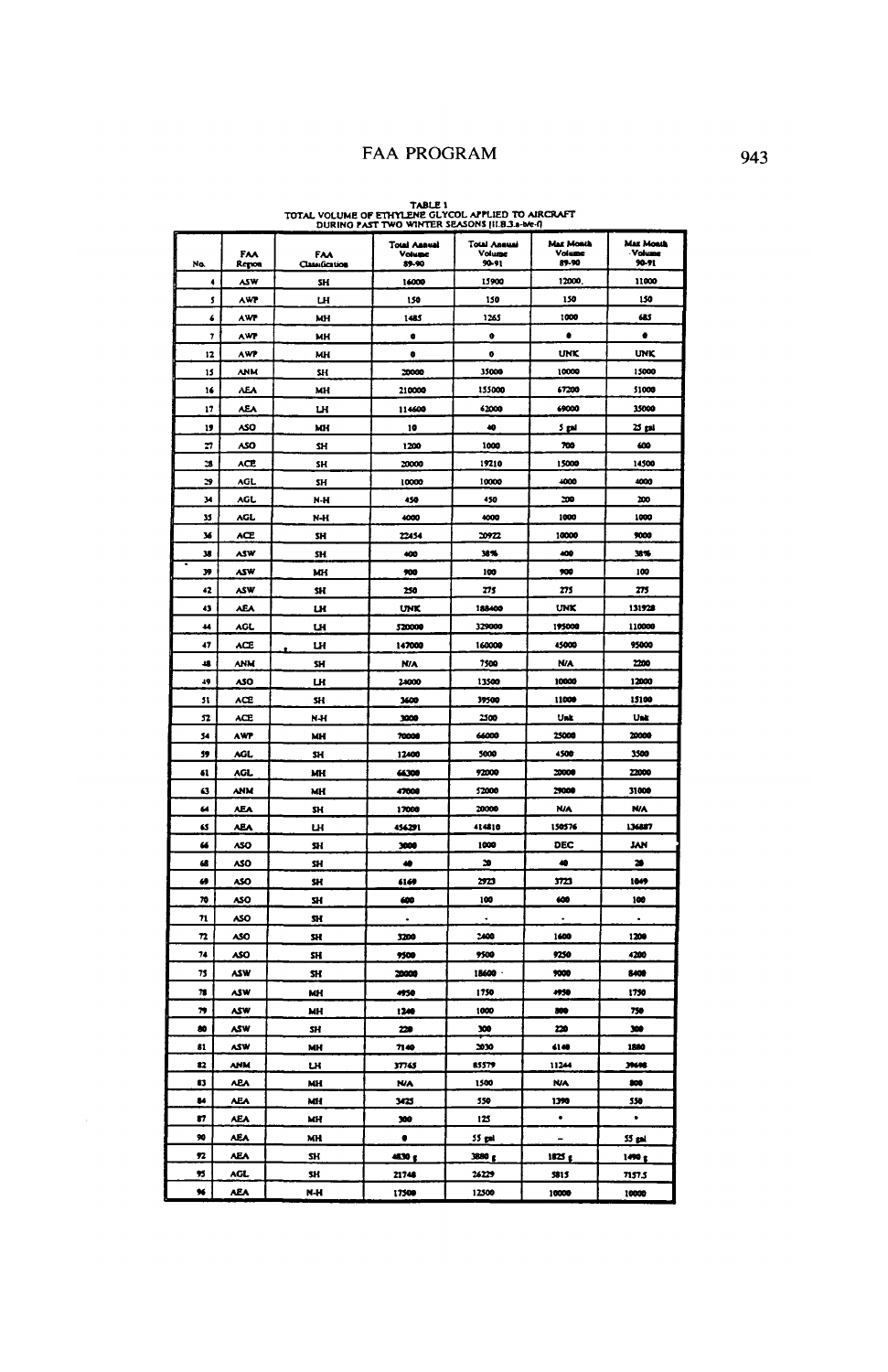TABLE 1
TOTAL VOLUME OF ETHYLENE GLYCOL APPLIED TO AIRCRAFT
DURING PAST TWO WINTER SEASONS [II.B.3.a-b/e-f]

| No. | FAA Region | FAA Classification | Total Annual Volume 89-90 | Total Annual Volume 90-91 | Max Month Volume 89-90 | Max Month Volume 90-91 |
|---|---|---|---|---|---|---|
| 4 | ASW | SH | 16000 | 15900 | 12000 | 11000 |
| 5 | AWP | LH | 150 | 150 | 150 | 150 |
| 6 | AWP | MH | 1485 | 1265 | 1000 | 685 |
| 7 | AWP | MH | 0 | 0 | 0 | 0 |
| 12 | AWP | MH | 0 | 0 | UNK | UNK |
| 15 | ANM | SH | 20000 | 35000 | 10000 | 15000 |
| 16 | AEA | MH | 210000 | 155000 | 67200 | 51000 |
| 17 | AEA | LH | 114600 | 62000 | 69000 | 35000 |
| 19 | ASO | MH | 10 | 40 | 5 gal | 25 gal |
| 27 | ASO | SH | 1200 | 1000 | 700 | 600 |
| 28 | ACE | SH | 20000 | 19210 | 15000 | 14500 |
| 29 | AGL | SH | 10000 | 10000 | 4000 | 4000 |
| 34 | AGL | N-H | 450 | 450 | 200 | 200 |
| 35 | AGL | N-H | 4000 | 4000 | 1000 | 1000 |
| 36 | ACE | SH | 22454 | 20922 | 10000 | 9000 |
| 38 | ASW | SH | 400 | 38% | 400 | 38% |
| 39 | ASW | MH | 900 | 100 | 900 | 100 |
| 42 | ASW | SH | 250 | 275 | 275 | 275 |
| 43 | AEA | LH | UNK | 188400 | UNK | 131928 |
| 44 | AGL | LH | 520000 | 329000 | 195000 | 110000 |
| 47 | ACE | LH | 147000 | 160000 | 45000 | 95000 |
| 48 | ANM | SH | N/A | 7500 | N/A | 2200 |
| 49 | ASO | LH | 24000 | 13500 | 10000 | 12000 |
| 51 | ACE | SH | 3600 | 39500 | 11000 | 15100 |
| 52 | ACE | N-H | 3000 | 2500 | Unk | Unk |
| 54 | AWP | MH | 70000 | 66000 | 25000 | 20000 |
| 59 | AGL | SH | 12400 | 5000 | 4500 | 3500 |
| 61 | AGL | MH | 66300 | 92000 | 20000 | 22000 |
| 63 | ANM | MH | 47000 | 52000 | 29000 | 31000 |
| 64 | AEA | SH | 17000 | 20000 | N/A | N/A |
| 65 | AEA | LH | 456291 | 414810 | 150576 | 136887 |
| 66 | ASO | SH | 3000 | 1000 | DEC | JAN |
| 68 | ASO | SH | 40 | 20 | 40 | 20 |
| 69 | ASO | SH | 6169 | 2723 | 3723 | 1049 |
| 70 | ASO | SH | 600 | 100 | 600 | 100 |
| 71 | ASO | SH | - | - | - | - |
| 72 | ASO | SH | 3200 | 2400 | 1600 | 1200 |
| 74 | ASO | SH | 9500 | 9500 | 9250 | 4200 |
| 75 | ASW | SH | 20000 | 18600 | 9000 | 8400 |
| 78 | ASW | MH | 4950 | 1750 | 4950 | 1750 |
| 79 | ASW | MH | 1240 | 1000 | 800 | 750 |
| 80 | ASW | SH | 220 | 300 | 220 | 300 |
| 81 | ASW | MH | 7140 | 2030 | 6140 | 1880 |
| 82 | ANM | LH | 37765 | 85579 | 11244 | 39698 |
| 83 | AEA | MH | N/A | 1500 | N/A | 800 |
| 84 | AEA | MH | 3425 | 550 | 1390 | 550 |
| 87 | AEA | MH | 300 | 125 | * | * |
| 90 | AEA | MH | 0 | 55 gal | - | 55 gal |
| 92 | AEA | SH | 4830 g | 3880 g | 1825 g | 1490 g |
| 95 | AGL | SH | 21748 | 26229 | 5815 | 7157.5 |
| 96 | AEA | N-H | 17500 | 12500 | 10000 | 10000 |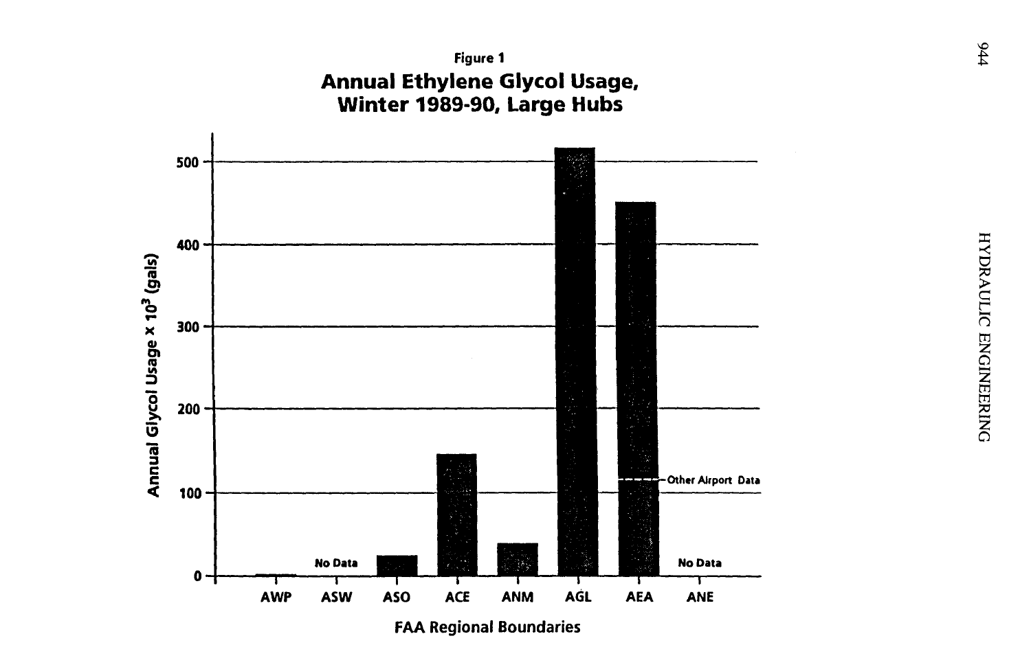**Figure 1**

## Annual Ethylene Glycol Usage, Winter 1989-90, Large Hubs

Annual Glycol Usage × $10^3$ (gals)

500

400

300

200

100

0

No Data

Other Airport Data

No Data

AWP ASW ASO ACE ANM AGL AEA ANE

FAA Regional Boundaries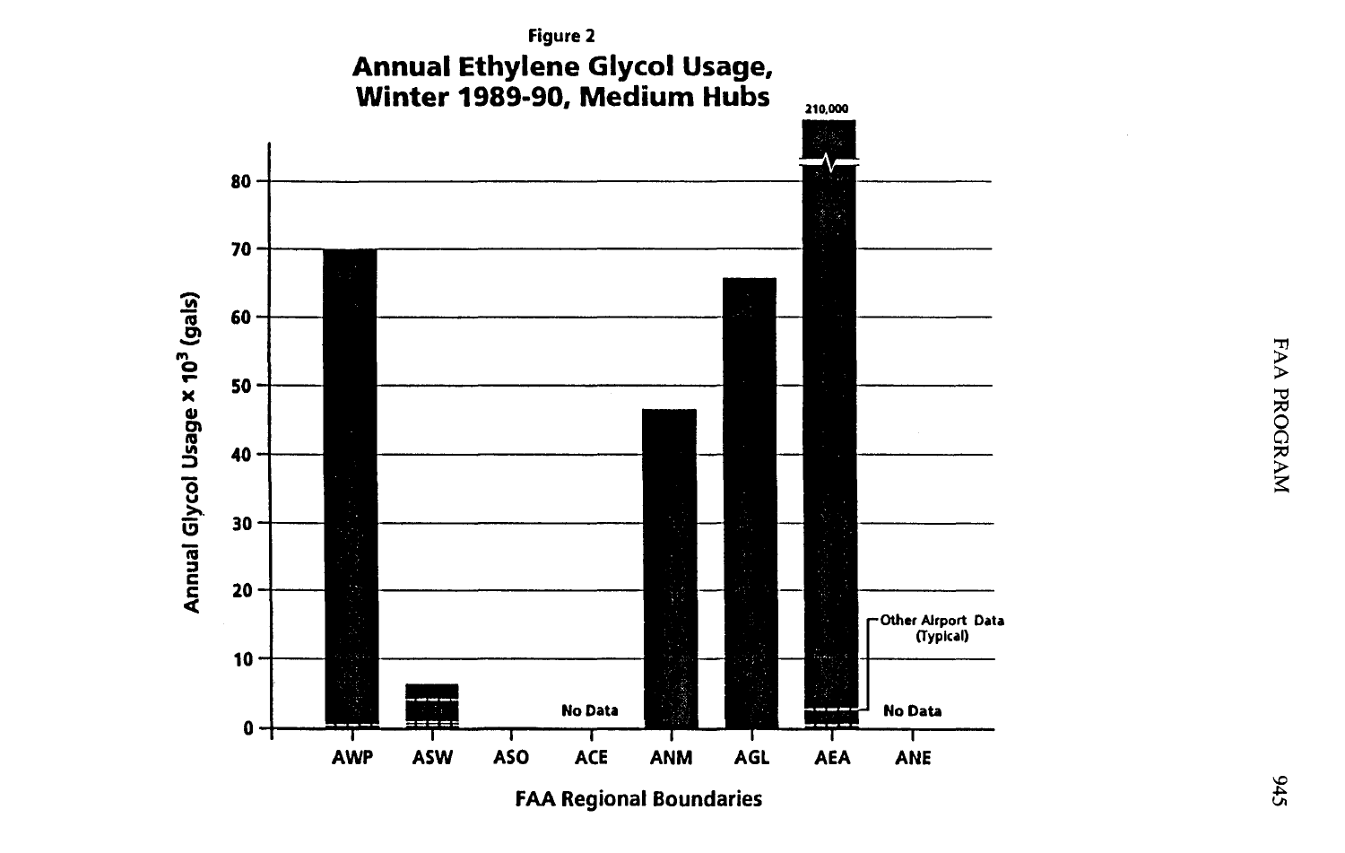Figure 2

**Annual Ethylene Glycol Usage, Winter 1989-90, Medium Hubs**

210,000

80

70

60

50

40

30

20

10

0

Annual Glycol Usage x $10^3$ (gals)

No Data

Other Airport Data (Typical)

No Data

AWP ASW ASO ACE ANM AGL AEA ANE

FAA Regional Boundaries